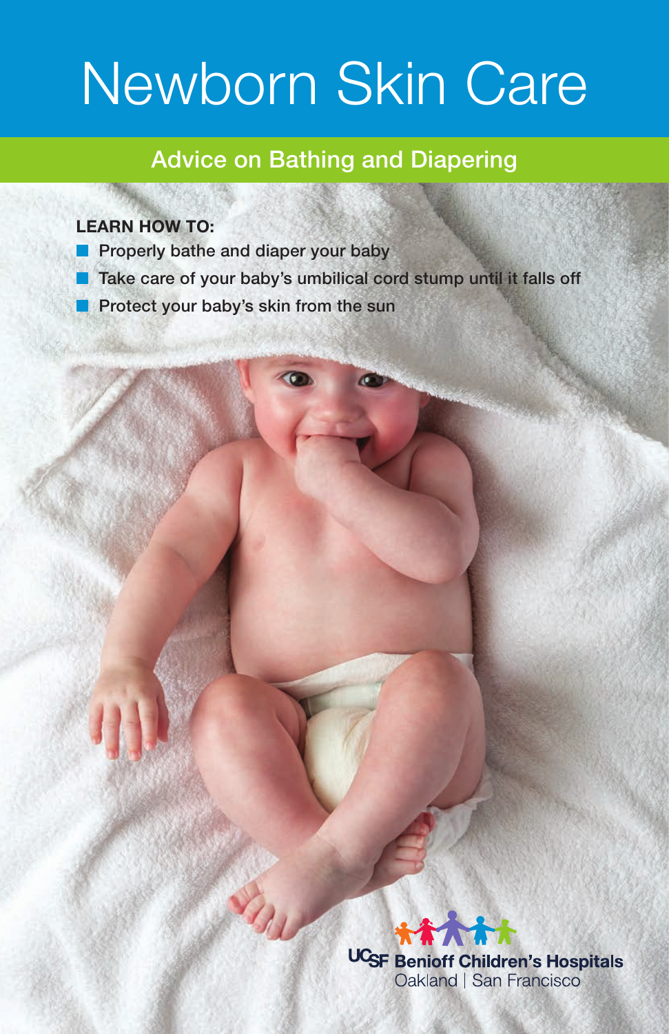# Newborn Skin Care

## Advice on Bathing and Diapering

**LEARN HOW TO:**

- Properly bathe and diaper your baby
- Take care of your baby's umbilical cord stump until it falls off
- Protect your baby's skin from the sun

UCSF Benioff Children's Hospitals
Oakland | San Francisco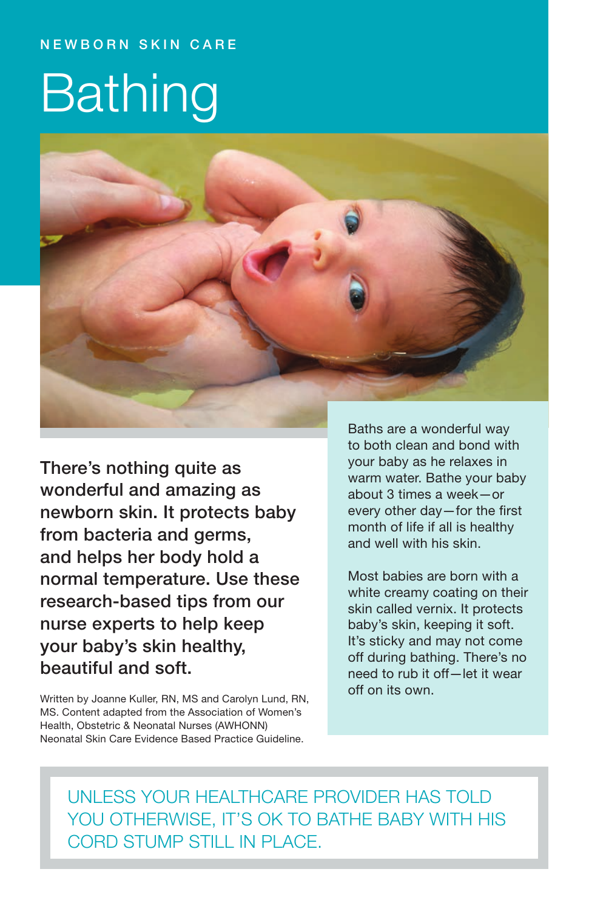NEWBORN SKIN CARE

# Bathing

**There's nothing quite as wonderful and amazing as newborn skin. It protects baby from bacteria and germs, and helps her body hold a normal temperature. Use these research-based tips from our nurse experts to help keep your baby's skin healthy, beautiful and soft.**

Written by Joanne Kuller, RN, MS and Carolyn Lund, RN, MS. Content adapted from the Association of Women's Health, Obstetric & Neonatal Nurses (AWHONN) Neonatal Skin Care Evidence Based Practice Guideline.

Baths are a wonderful way to both clean and bond with your baby as he relaxes in warm water. Bathe your baby about 3 times a week—or every other day—for the first month of life if all is healthy and well with his skin.

Most babies are born with a white creamy coating on their skin called vernix. It protects baby's skin, keeping it soft. It's sticky and may not come off during bathing. There's no need to rub it off—let it wear off on its own.

UNLESS YOUR HEALTHCARE PROVIDER HAS TOLD YOU OTHERWISE, IT'S OK TO BATHE BABY WITH HIS CORD STUMP STILL IN PLACE.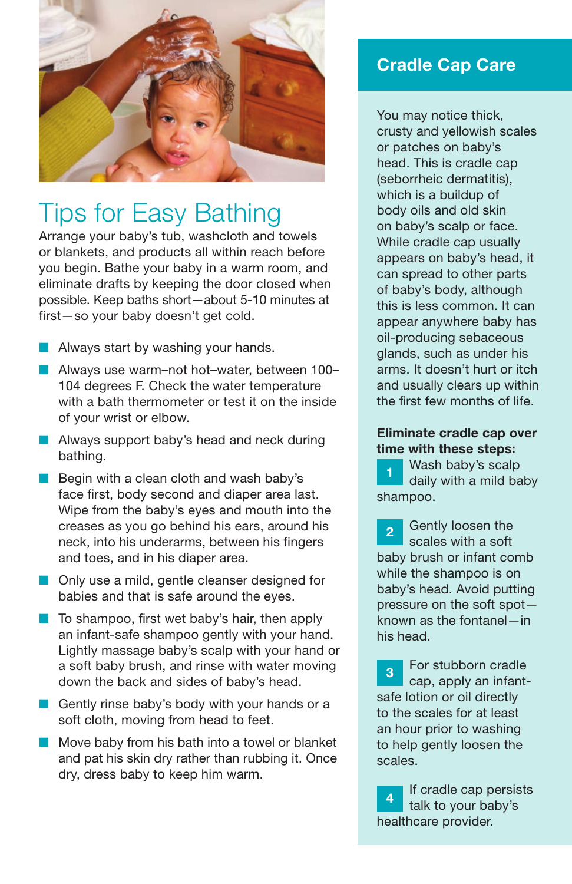# Tips for Easy Bathing

Arrange your baby's tub, washcloth and towels or blankets, and products all within reach before you begin. Bathe your baby in a warm room, and eliminate drafts by keeping the door closed when possible. Keep baths short—about 5-10 minutes at first—so your baby doesn't get cold.

- Always start by washing your hands.
- Always use warm–not hot–water, between 100–104 degrees F. Check the water temperature with a bath thermometer or test it on the inside of your wrist or elbow.
- Always support baby's head and neck during bathing.
- Begin with a clean cloth and wash baby's face first, body second and diaper area last. Wipe from the baby's eyes and mouth into the creases as you go behind his ears, around his neck, into his underarms, between his fingers and toes, and in his diaper area.
- Only use a mild, gentle cleanser designed for babies and that is safe around the eyes.
- To shampoo, first wet baby's hair, then apply an infant-safe shampoo gently with your hand. Lightly massage baby's scalp with your hand or a soft baby brush, and rinse with water moving down the back and sides of baby's head.
- Gently rinse baby's body with your hands or a soft cloth, moving from head to feet.
- Move baby from his bath into a towel or blanket and pat his skin dry rather than rubbing it. Once dry, dress baby to keep him warm.

## Cradle Cap Care

You may notice thick, crusty and yellowish scales or patches on baby's head. This is cradle cap (seborrheic dermatitis), which is a buildup of body oils and old skin on baby's scalp or face. While cradle cap usually appears on baby's head, it can spread to other parts of baby's body, although this is less common. It can appear anywhere baby has oil-producing sebaceous glands, such as under his arms. It doesn't hurt or itch and usually clears up within the first few months of life.

**Eliminate cradle cap over time with these steps:**

1. Wash baby's scalp daily with a mild baby shampoo.
2. Gently loosen the scales with a soft baby brush or infant comb while the shampoo is on baby's head. Avoid putting pressure on the soft spot—known as the fontanel—in his head.
3. For stubborn cradle cap, apply an infant-safe lotion or oil directly to the scales for at least an hour prior to washing to help gently loosen the scales.
4. If cradle cap persists talk to your baby's healthcare provider.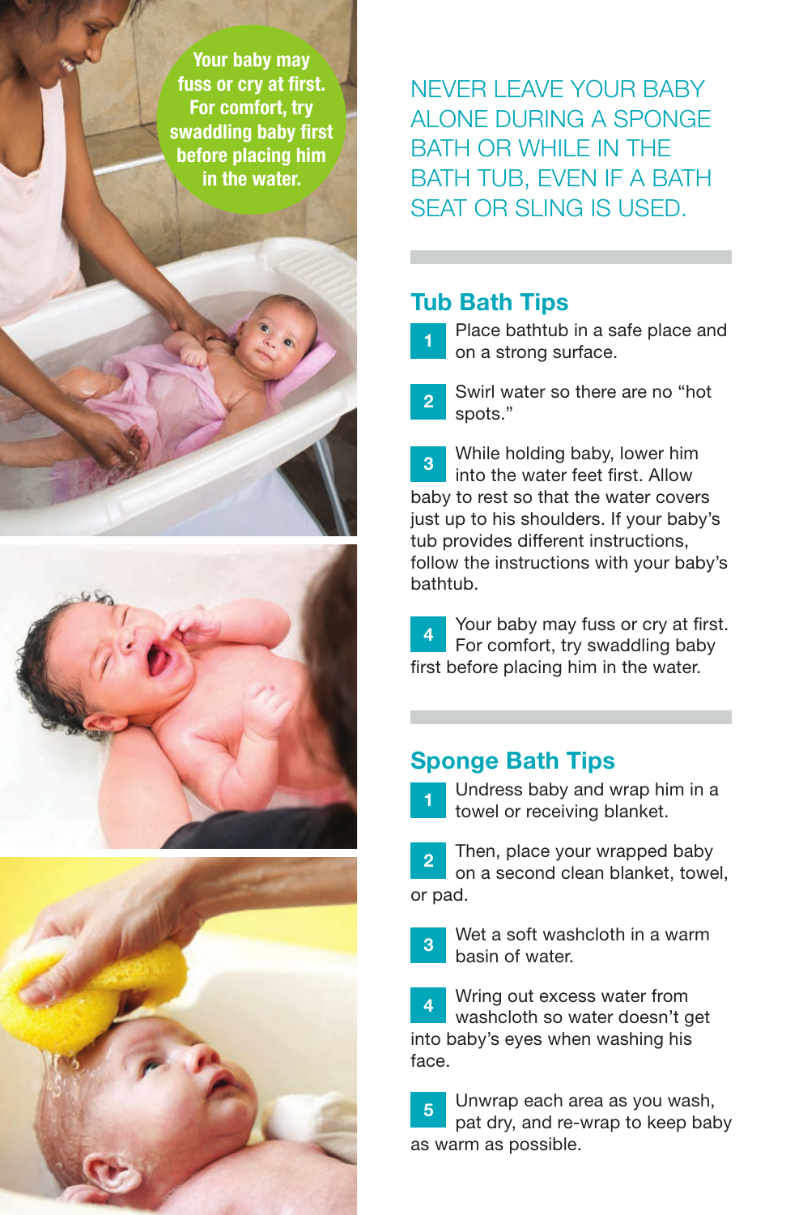Your baby may fuss or cry at first. For comfort, try swaddling baby first before placing him in the water.

NEVER LEAVE YOUR BABY ALONE DURING A SPONGE BATH OR WHILE IN THE BATH TUB, EVEN IF A BATH SEAT OR SLING IS USED.

## Tub Bath Tips

1. Place bathtub in a safe place and on a strong surface.
2. Swirl water so there are no "hot spots."
3. While holding baby, lower him into the water feet first. Allow baby to rest so that the water covers just up to his shoulders. If your baby's tub provides different instructions, follow the instructions with your baby's bathtub.
4. Your baby may fuss or cry at first. For comfort, try swaddling baby first before placing him in the water.

## Sponge Bath Tips

1. Undress baby and wrap him in a towel or receiving blanket.
2. Then, place your wrapped baby on a second clean blanket, towel, or pad.
3. Wet a soft washcloth in a warm basin of water.
4. Wring out excess water from washcloth so water doesn't get into baby's eyes when washing his face.
5. Unwrap each area as you wash, pat dry, and re-wrap to keep baby as warm as possible.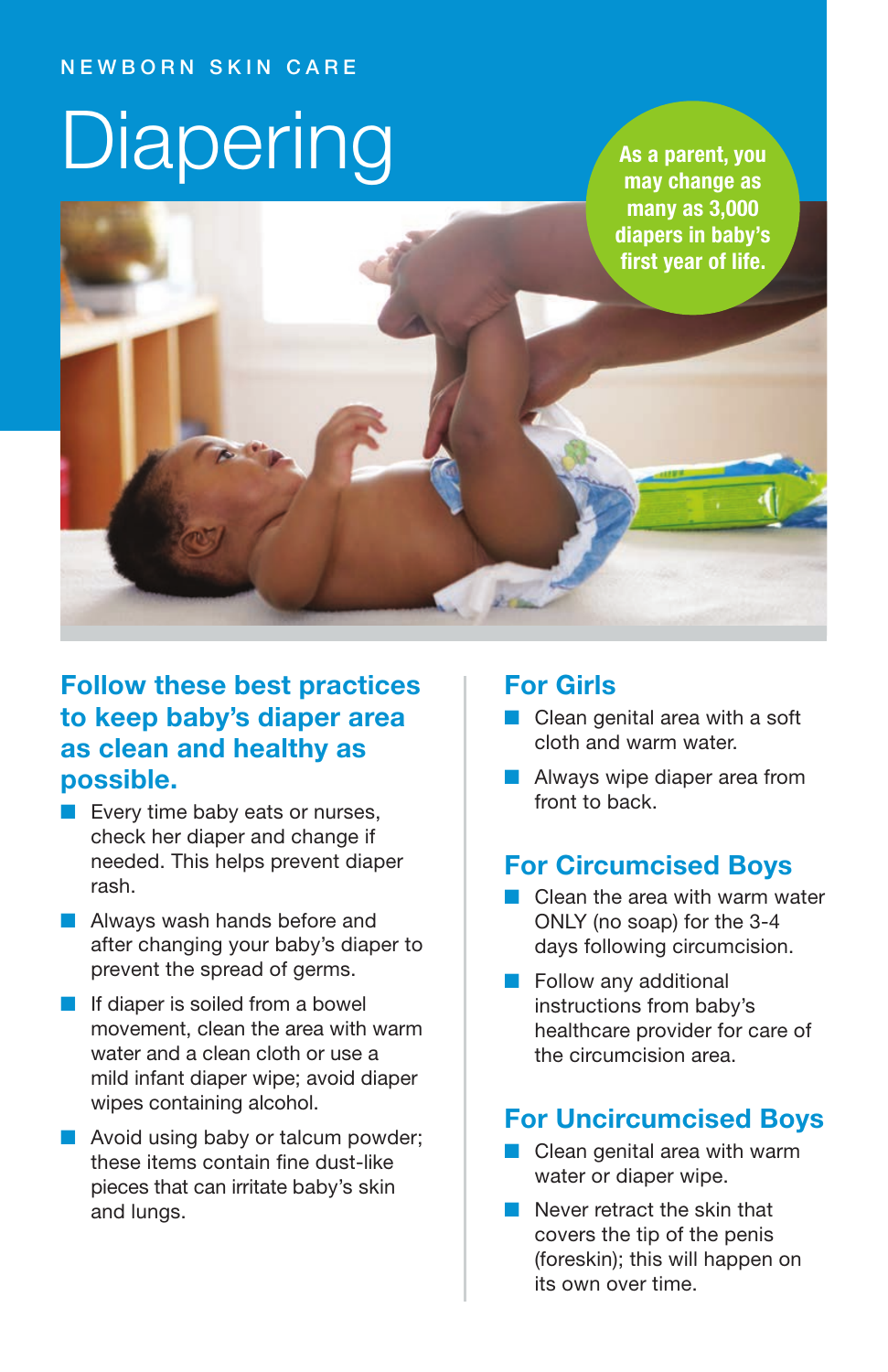NEWBORN SKIN CARE

# Diapering

**As a parent, you may change as many as 3,000 diapers in baby's first year of life.**

## Follow these best practices to keep baby's diaper area as clean and healthy as possible.

- Every time baby eats or nurses, check her diaper and change if needed. This helps prevent diaper rash.
- Always wash hands before and after changing your baby's diaper to prevent the spread of germs.
- If diaper is soiled from a bowel movement, clean the area with warm water and a clean cloth or use a mild infant diaper wipe; avoid diaper wipes containing alcohol.
- Avoid using baby or talcum powder; these items contain fine dust-like pieces that can irritate baby's skin and lungs.

## For Girls

- Clean genital area with a soft cloth and warm water.
- Always wipe diaper area from front to back.

## For Circumcised Boys

- Clean the area with warm water ONLY (no soap) for the 3-4 days following circumcision.
- Follow any additional instructions from baby's healthcare provider for care of the circumcision area.

## For Uncircumcised Boys

- Clean genital area with warm water or diaper wipe.
- Never retract the skin that covers the tip of the penis (foreskin); this will happen on its own over time.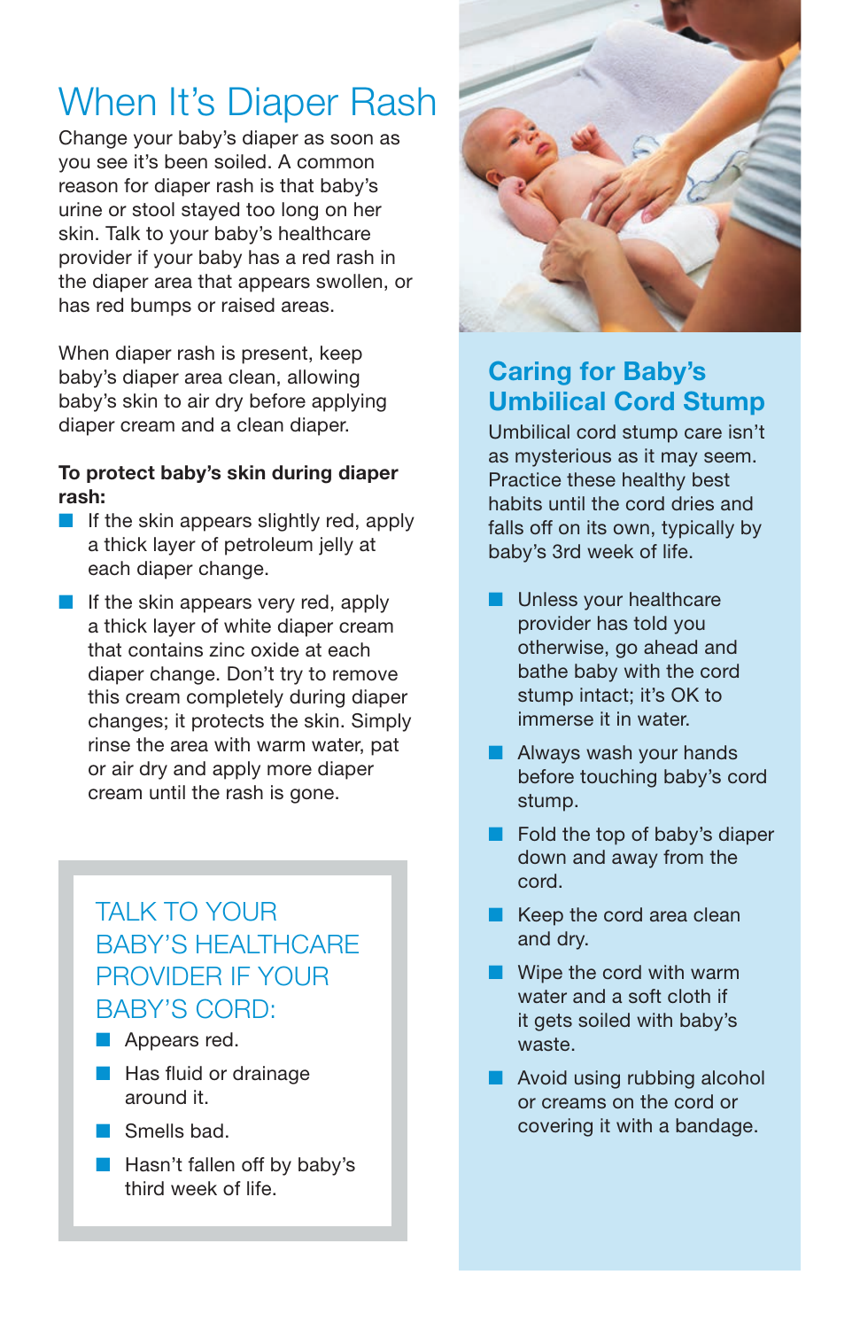# When It's Diaper Rash

Change your baby's diaper as soon as you see it's been soiled. A common reason for diaper rash is that baby's urine or stool stayed too long on her skin. Talk to your baby's healthcare provider if your baby has a red rash in the diaper area that appears swollen, or has red bumps or raised areas.

When diaper rash is present, keep baby's diaper area clean, allowing baby's skin to air dry before applying diaper cream and a clean diaper.

**To protect baby's skin during diaper rash:**

- If the skin appears slightly red, apply a thick layer of petroleum jelly at each diaper change.
- If the skin appears very red, apply a thick layer of white diaper cream that contains zinc oxide at each diaper change. Don't try to remove this cream completely during diaper changes; it protects the skin. Simply rinse the area with warm water, pat or air dry and apply more diaper cream until the rash is gone.

## TALK TO YOUR BABY'S HEALTHCARE PROVIDER IF YOUR BABY'S CORD:

- Appears red.
- Has fluid or drainage around it.
- Smells bad.
- Hasn't fallen off by baby's third week of life.

## Caring for Baby's Umbilical Cord Stump

Umbilical cord stump care isn't as mysterious as it may seem. Practice these healthy best habits until the cord dries and falls off on its own, typically by baby's 3rd week of life.

- Unless your healthcare provider has told you otherwise, go ahead and bathe baby with the cord stump intact; it's OK to immerse it in water.
- Always wash your hands before touching baby's cord stump.
- Fold the top of baby's diaper down and away from the cord.
- Keep the cord area clean and dry.
- Wipe the cord with warm water and a soft cloth if it gets soiled with baby's waste.
- Avoid using rubbing alcohol or creams on the cord or covering it with a bandage.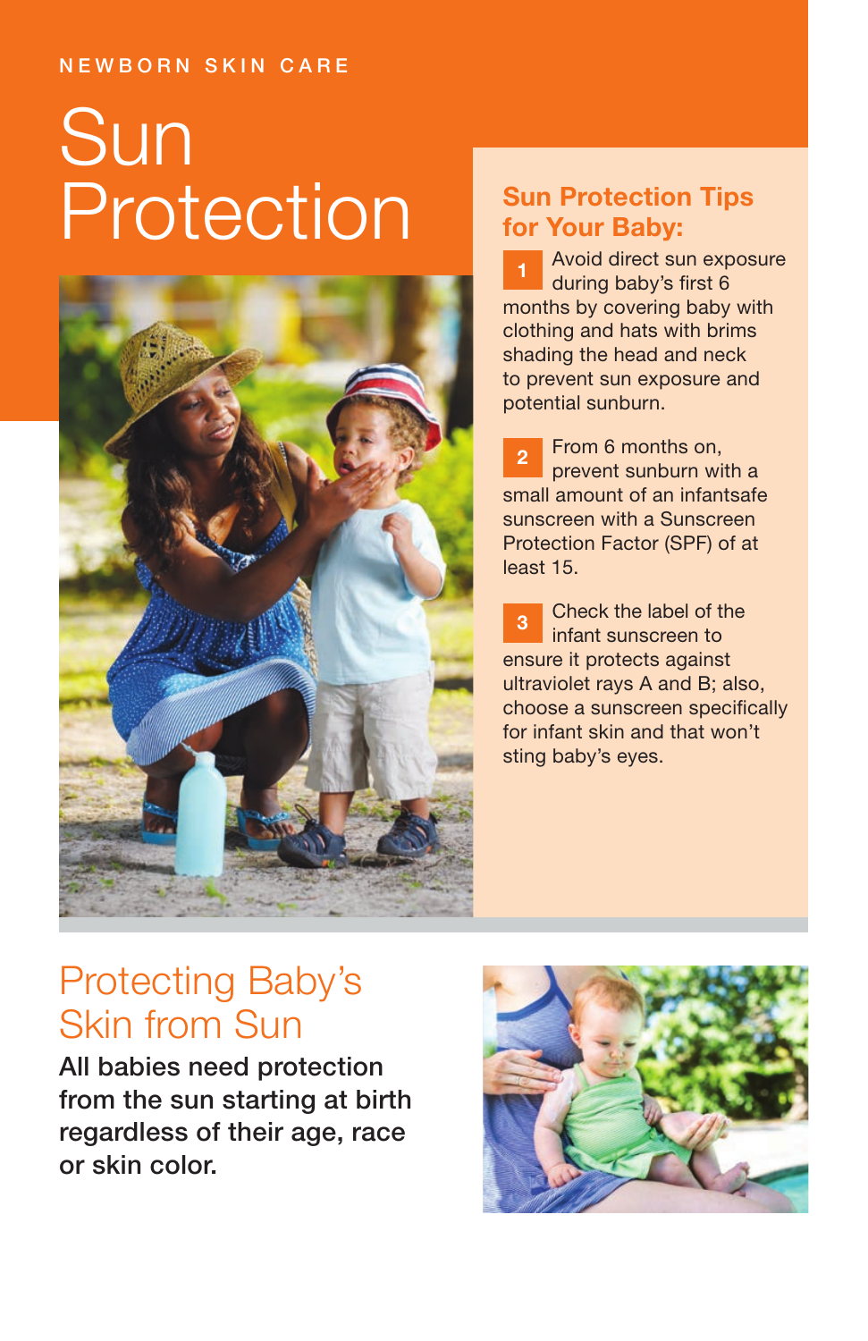NEWBORN SKIN CARE

# Sun Protection

## Sun Protection Tips for Your Baby:

1. Avoid direct sun exposure during baby's first 6 months by covering baby with clothing and hats with brims shading the head and neck to prevent sun exposure and potential sunburn.

2. From 6 months on, prevent sunburn with a small amount of an infantsafe sunscreen with a Sunscreen Protection Factor (SPF) of at least 15.

3. Check the label of the infant sunscreen to ensure it protects against ultraviolet rays A and B; also, choose a sunscreen specifically for infant skin and that won't sting baby's eyes.

## Protecting Baby's Skin from Sun

**All babies need protection from the sun starting at birth regardless of their age, race or skin color.**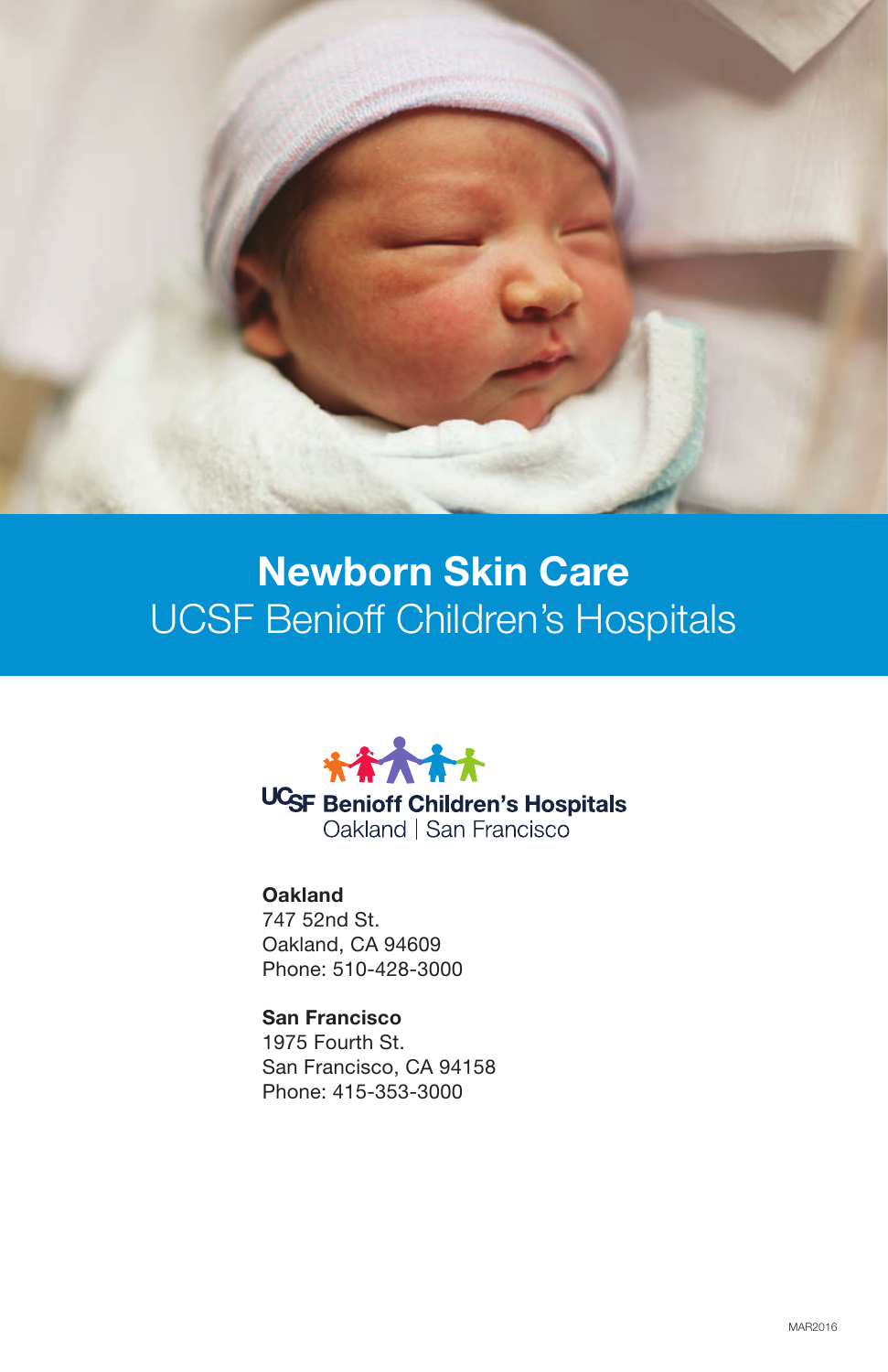# Newborn Skin Care

UCSF Benioff Children's Hospitals

UCSF Benioff Children's Hospitals
Oakland | San Francisco

**Oakland**
747 52nd St.
Oakland, CA 94609
Phone: 510-428-3000

**San Francisco**
1975 Fourth St.
San Francisco, CA 94158
Phone: 415-353-3000

MAR2016